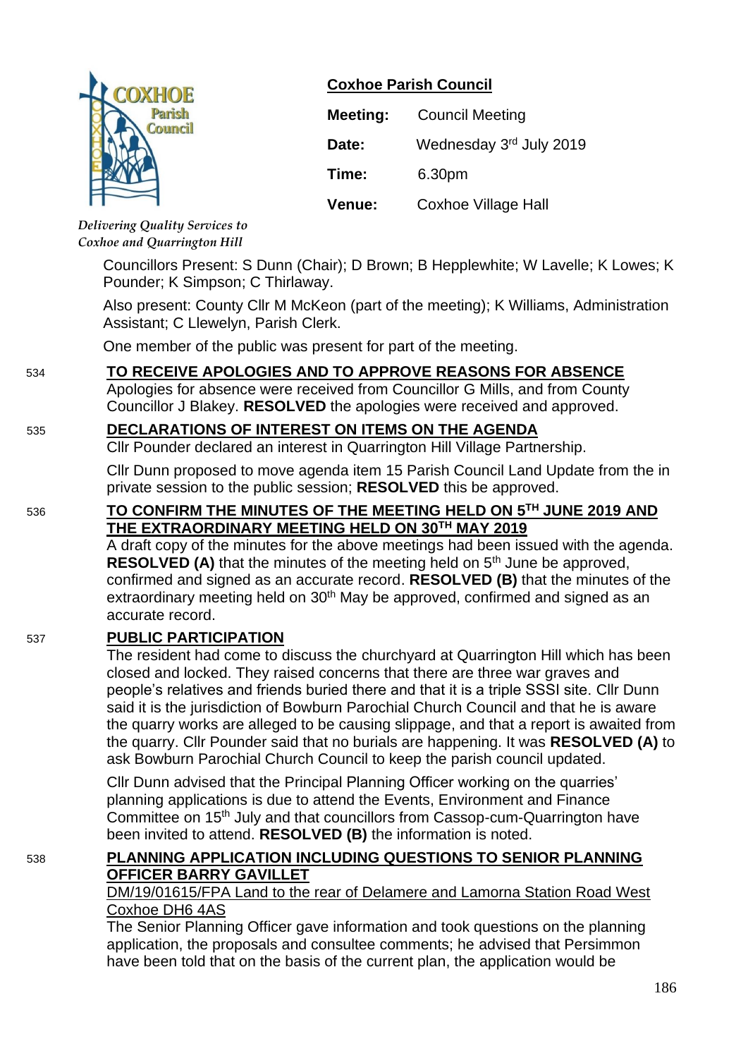## Coxhoe Parish Council

*Delivering Quality Services to Coxhoe and Quarrington Hill*

| | |
|---|---|
| **Meeting:** | Council Meeting |
| **Date:** | Wednesday 3rd July 2019 |
| **Time:** | 6.30pm |
| **Venue:** | Coxhoe Village Hall |

Councillors Present: S Dunn (Chair); D Brown; B Hepplewhite; W Lavelle; K Lowes; K Pounder; K Simpson; C Thirlaway.

Also present: County Cllr M McKeon (part of the meeting); K Williams, Administration Assistant; C Llewelyn, Parish Clerk.

One member of the public was present for part of the meeting.

534 **TO RECEIVE APOLOGIES AND TO APPROVE REASONS FOR ABSENCE**

Apologies for absence were received from Councillor G Mills, and from County Councillor J Blakey. **RESOLVED** the apologies were received and approved.

535 **DECLARATIONS OF INTEREST ON ITEMS ON THE AGENDA**

Cllr Pounder declared an interest in Quarrington Hill Village Partnership.

Cllr Dunn proposed to move agenda item 15 Parish Council Land Update from the in private session to the public session; **RESOLVED** this be approved.

536 **TO CONFIRM THE MINUTES OF THE MEETING HELD ON 5TH JUNE 2019 AND THE EXTRAORDINARY MEETING HELD ON 30TH MAY 2019**

A draft copy of the minutes for the above meetings had been issued with the agenda. **RESOLVED (A)** that the minutes of the meeting held on 5th June be approved, confirmed and signed as an accurate record. **RESOLVED (B)** that the minutes of the extraordinary meeting held on 30th May be approved, confirmed and signed as an accurate record.

537 **PUBLIC PARTICIPATION**

The resident had come to discuss the churchyard at Quarrington Hill which has been closed and locked. They raised concerns that there are three war graves and people's relatives and friends buried there and that it is a triple SSSI site. Cllr Dunn said it is the jurisdiction of Bowburn Parochial Church Council and that he is aware the quarry works are alleged to be causing slippage, and that a report is awaited from the quarry. Cllr Pounder said that no burials are happening. It was **RESOLVED (A)** to ask Bowburn Parochial Church Council to keep the parish council updated.

Cllr Dunn advised that the Principal Planning Officer working on the quarries' planning applications is due to attend the Events, Environment and Finance Committee on 15th July and that councillors from Cassop-cum-Quarrington have been invited to attend. **RESOLVED (B)** the information is noted.

538 **PLANNING APPLICATION INCLUDING QUESTIONS TO SENIOR PLANNING OFFICER BARRY GAVILLET**

DM/19/01615/FPA Land to the rear of Delamere and Lamorna Station Road West Coxhoe DH6 4AS

The Senior Planning Officer gave information and took questions on the planning application, the proposals and consultee comments; he advised that Persimmon have been told that on the basis of the current plan, the application would be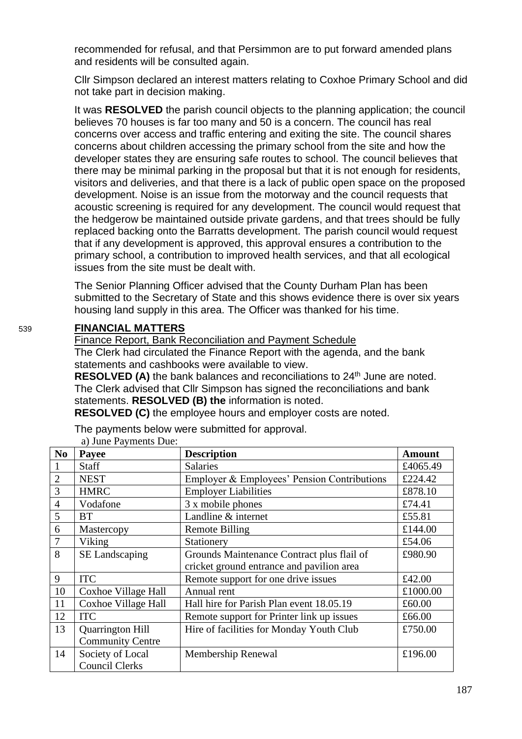recommended for refusal, and that Persimmon are to put forward amended plans and residents will be consulted again.

Cllr Simpson declared an interest matters relating to Coxhoe Primary School and did not take part in decision making.

It was **RESOLVED** the parish council objects to the planning application; the council believes 70 houses is far too many and 50 is a concern. The council has real concerns over access and traffic entering and exiting the site. The council shares concerns about children accessing the primary school from the site and how the developer states they are ensuring safe routes to school. The council believes that there may be minimal parking in the proposal but that it is not enough for residents, visitors and deliveries, and that there is a lack of public open space on the proposed development. Noise is an issue from the motorway and the council requests that acoustic screening is required for any development. The council would request that the hedgerow be maintained outside private gardens, and that trees should be fully replaced backing onto the Barratts development. The parish council would request that if any development is approved, this approval ensures a contribution to the primary school, a contribution to improved health services, and that all ecological issues from the site must be dealt with.

The Senior Planning Officer advised that the County Durham Plan has been submitted to the Secretary of State and this shows evidence there is over six years housing land supply in this area. The Officer was thanked for his time.

## 539 FINANCIAL MATTERS

Finance Report, Bank Reconciliation and Payment Schedule

The Clerk had circulated the Finance Report with the agenda, and the bank statements and cashbooks were available to view.

**RESOLVED (A)** the bank balances and reconciliations to 24th June are noted. The Clerk advised that Cllr Simpson has signed the reconciliations and bank statements. **RESOLVED (B) the** information is noted.

**RESOLVED (C)** the employee hours and employer costs are noted.

The payments below were submitted for approval.

a) June Payments Due:

| No | Payee | Description | Amount |
|---|---|---|---|
| 1 | Staff | Salaries | £4065.49 |
| 2 | NEST | Employer & Employees' Pension Contributions | £224.42 |
| 3 | HMRC | Employer Liabilities | £878.10 |
| 4 | Vodafone | 3 x mobile phones | £74.41 |
| 5 | BT | Landline & internet | £55.81 |
| 6 | Mastercopy | Remote Billing | £144.00 |
| 7 | Viking | Stationery | £54.06 |
| 8 | SE Landscaping | Grounds Maintenance Contract plus flail of cricket ground entrance and pavilion area | £980.90 |
| 9 | ITC | Remote support for one drive issues | £42.00 |
| 10 | Coxhoe Village Hall | Annual rent | £1000.00 |
| 11 | Coxhoe Village Hall | Hall hire for Parish Plan event 18.05.19 | £60.00 |
| 12 | ITC | Remote support for Printer link up issues | £66.00 |
| 13 | Quarrington Hill Community Centre | Hire of facilities for Monday Youth Club | £750.00 |
| 14 | Society of Local Council Clerks | Membership Renewal | £196.00 |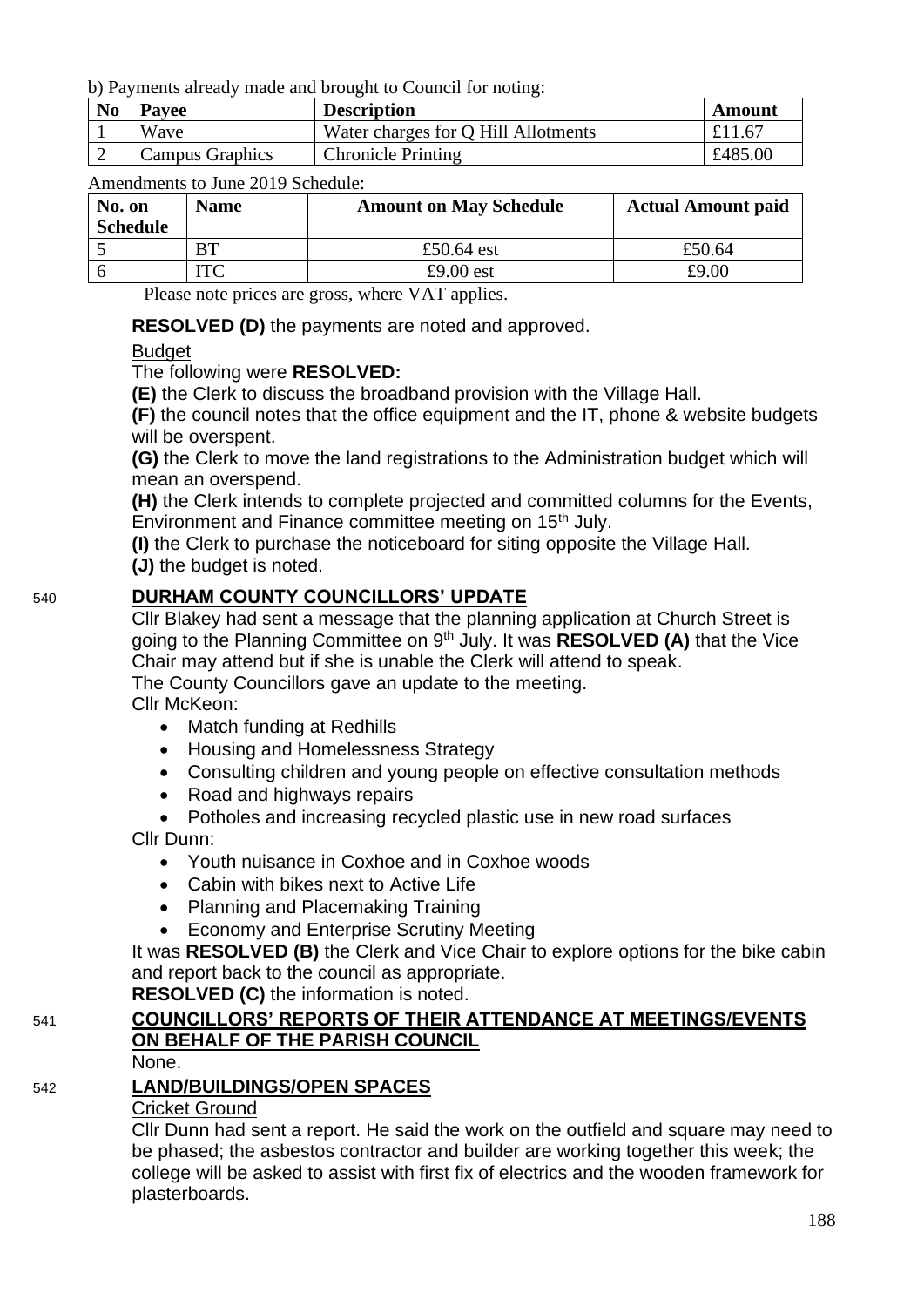b) Payments already made and brought to Council for noting:

| No | Payee | Description | Amount |
|---|---|---|---|
| 1 | Wave | Water charges for Q Hill Allotments | £11.67 |
| 2 | Campus Graphics | Chronicle Printing | £485.00 |

Amendments to June 2019 Schedule:

| No. on Schedule | Name | Amount on May Schedule | Actual Amount paid |
|---|---|---|---|
| 5 | BT | £50.64 est | £50.64 |
| 6 | ITC | £9.00 est | £9.00 |

Please note prices are gross, where VAT applies.

**RESOLVED (D)** the payments are noted and approved.

Budget

The following were **RESOLVED:**

**(E)** the Clerk to discuss the broadband provision with the Village Hall.

**(F)** the council notes that the office equipment and the IT, phone & website budgets will be overspent.

**(G)** the Clerk to move the land registrations to the Administration budget which will mean an overspend.

**(H)** the Clerk intends to complete projected and committed columns for the Events, Environment and Finance committee meeting on 15th July.

**(I)** the Clerk to purchase the noticeboard for siting opposite the Village Hall.

**(J)** the budget is noted.

540 **DURHAM COUNTY COUNCILLORS' UPDATE**

Cllr Blakey had sent a message that the planning application at Church Street is going to the Planning Committee on 9th July. It was **RESOLVED (A)** that the Vice Chair may attend but if she is unable the Clerk will attend to speak.

The County Councillors gave an update to the meeting.

Cllr McKeon:

- Match funding at Redhills
- Housing and Homelessness Strategy
- Consulting children and young people on effective consultation methods
- Road and highways repairs
- Potholes and increasing recycled plastic use in new road surfaces

Cllr Dunn:

- Youth nuisance in Coxhoe and in Coxhoe woods
- Cabin with bikes next to Active Life
- Planning and Placemaking Training
- Economy and Enterprise Scrutiny Meeting

It was **RESOLVED (B)** the Clerk and Vice Chair to explore options for the bike cabin and report back to the council as appropriate.

**RESOLVED (C)** the information is noted.

541 **COUNCILLORS' REPORTS OF THEIR ATTENDANCE AT MEETINGS/EVENTS ON BEHALF OF THE PARISH COUNCIL**

None.

542 **LAND/BUILDINGS/OPEN SPACES**

Cricket Ground

Cllr Dunn had sent a report. He said the work on the outfield and square may need to be phased; the asbestos contractor and builder are working together this week; the college will be asked to assist with first fix of electrics and the wooden framework for plasterboards.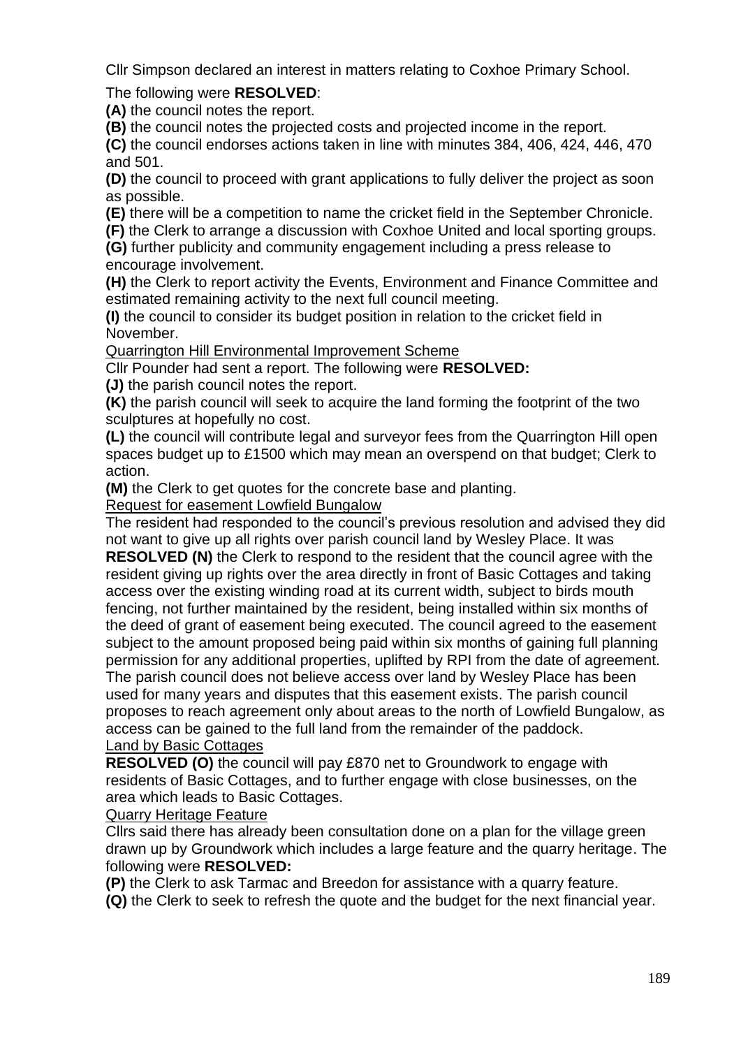Cllr Simpson declared an interest in matters relating to Coxhoe Primary School.

The following were **RESOLVED**:

**(A)** the council notes the report.
**(B)** the council notes the projected costs and projected income in the report.
**(C)** the council endorses actions taken in line with minutes 384, 406, 424, 446, 470 and 501.
**(D)** the council to proceed with grant applications to fully deliver the project as soon as possible.
**(E)** there will be a competition to name the cricket field in the September Chronicle.
**(F)** the Clerk to arrange a discussion with Coxhoe United and local sporting groups.
**(G)** further publicity and community engagement including a press release to encourage involvement.
**(H)** the Clerk to report activity the Events, Environment and Finance Committee and estimated remaining activity to the next full council meeting.
**(I)** the council to consider its budget position in relation to the cricket field in November.

<u>Quarrington Hill Environmental Improvement Scheme</u>

Cllr Pounder had sent a report. The following were **RESOLVED:**

**(J)** the parish council notes the report.
**(K)** the parish council will seek to acquire the land forming the footprint of the two sculptures at hopefully no cost.
**(L)** the council will contribute legal and surveyor fees from the Quarrington Hill open spaces budget up to £1500 which may mean an overspend on that budget; Clerk to action.
**(M)** the Clerk to get quotes for the concrete base and planting.

<u>Request for easement Lowfield Bungalow</u>

The resident had responded to the council's previous resolution and advised they did not want to give up all rights over parish council land by Wesley Place. It was **RESOLVED (N)** the Clerk to respond to the resident that the council agree with the resident giving up rights over the area directly in front of Basic Cottages and taking access over the existing winding road at its current width, subject to birds mouth fencing, not further maintained by the resident, being installed within six months of the deed of grant of easement being executed. The council agreed to the easement subject to the amount proposed being paid within six months of gaining full planning permission for any additional properties, uplifted by RPI from the date of agreement. The parish council does not believe access over land by Wesley Place has been used for many years and disputes that this easement exists. The parish council proposes to reach agreement only about areas to the north of Lowfield Bungalow, as access can be gained to the full land from the remainder of the paddock.

<u>Land by Basic Cottages</u>

**RESOLVED (O)** the council will pay £870 net to Groundwork to engage with residents of Basic Cottages, and to further engage with close businesses, on the area which leads to Basic Cottages.

<u>Quarry Heritage Feature</u>

Cllrs said there has already been consultation done on a plan for the village green drawn up by Groundwork which includes a large feature and the quarry heritage. The following were **RESOLVED:**

**(P)** the Clerk to ask Tarmac and Breedon for assistance with a quarry feature.
**(Q)** the Clerk to seek to refresh the quote and the budget for the next financial year.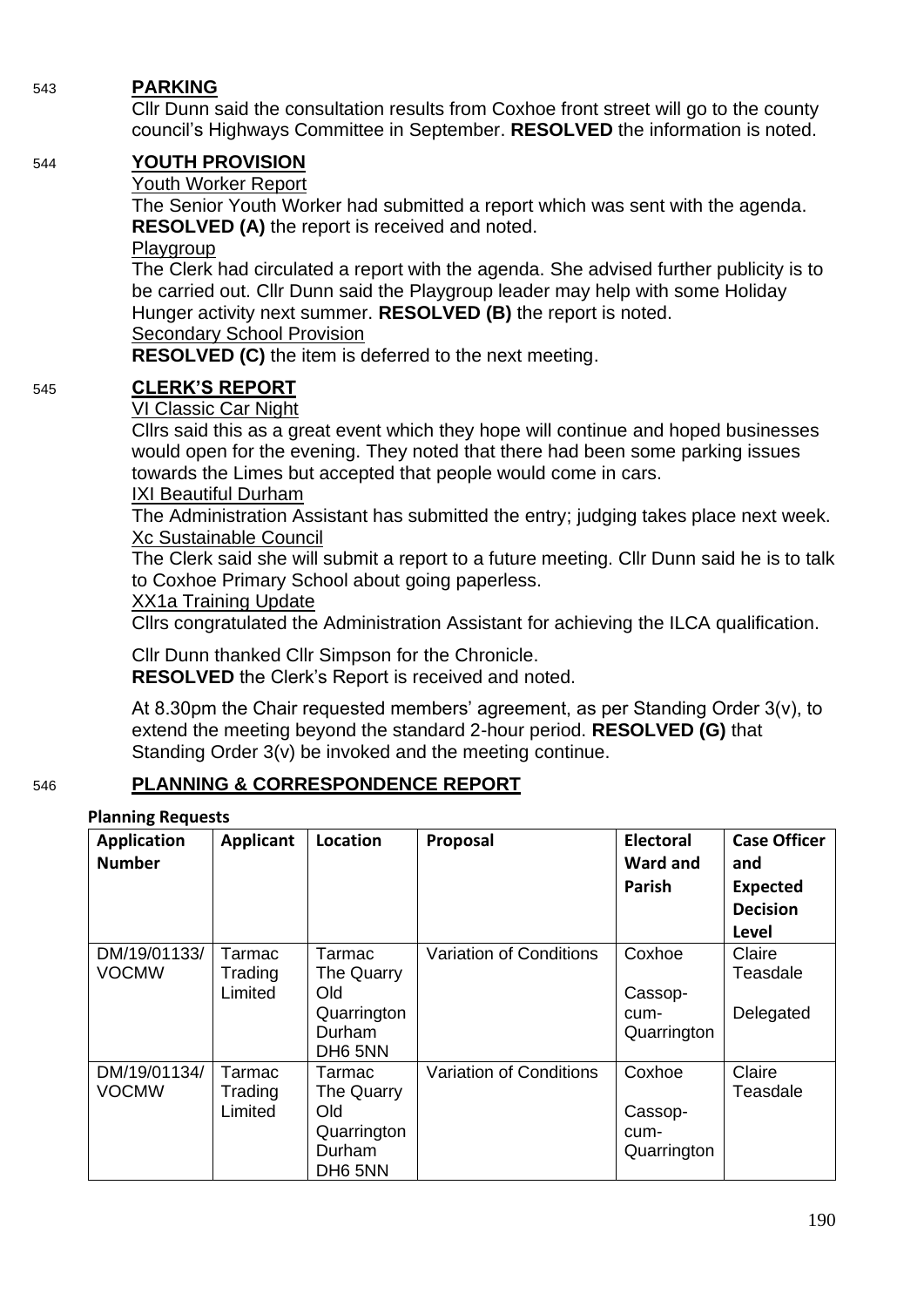543 **PARKING**

Cllr Dunn said the consultation results from Coxhoe front street will go to the county council's Highways Committee in September. **RESOLVED** the information is noted.

544 **YOUTH PROVISION**

Youth Worker Report

The Senior Youth Worker had submitted a report which was sent with the agenda. **RESOLVED (A)** the report is received and noted.

Playgroup

The Clerk had circulated a report with the agenda. She advised further publicity is to be carried out. Cllr Dunn said the Playgroup leader may help with some Holiday Hunger activity next summer. **RESOLVED (B)** the report is noted.

Secondary School Provision

**RESOLVED (C)** the item is deferred to the next meeting.

545 **CLERK'S REPORT**

VI Classic Car Night

Cllrs said this as a great event which they hope will continue and hoped businesses would open for the evening. They noted that there had been some parking issues towards the Limes but accepted that people would come in cars.

IXI Beautiful Durham

The Administration Assistant has submitted the entry; judging takes place next week.

Xc Sustainable Council

The Clerk said she will submit a report to a future meeting. Cllr Dunn said he is to talk to Coxhoe Primary School about going paperless.

XX1a Training Update

Cllrs congratulated the Administration Assistant for achieving the ILCA qualification.

Cllr Dunn thanked Cllr Simpson for the Chronicle.
**RESOLVED** the Clerk's Report is received and noted.

At 8.30pm the Chair requested members' agreement, as per Standing Order 3(v), to extend the meeting beyond the standard 2-hour period. **RESOLVED (G)** that Standing Order 3(v) be invoked and the meeting continue.

546 **PLANNING & CORRESPONDENCE REPORT**

**Planning Requests**

| **Application Number** | **Applicant** | **Location** | **Proposal** | **Electoral Ward and Parish** | **Case Officer and Expected Decision Level** |
|---|---|---|---|---|---|
| DM/19/01133/ VOCMW | Tarmac Trading Limited | Tarmac The Quarry Old Quarrington Durham DH6 5NN | Variation of Conditions | Coxhoe Cassop-cum-Quarrington | Claire Teasdale Delegated |
| DM/19/01134/ VOCMW | Tarmac Trading Limited | Tarmac The Quarry Old Quarrington Durham DH6 5NN | Variation of Conditions | Coxhoe Cassop-cum-Quarrington | Claire Teasdale |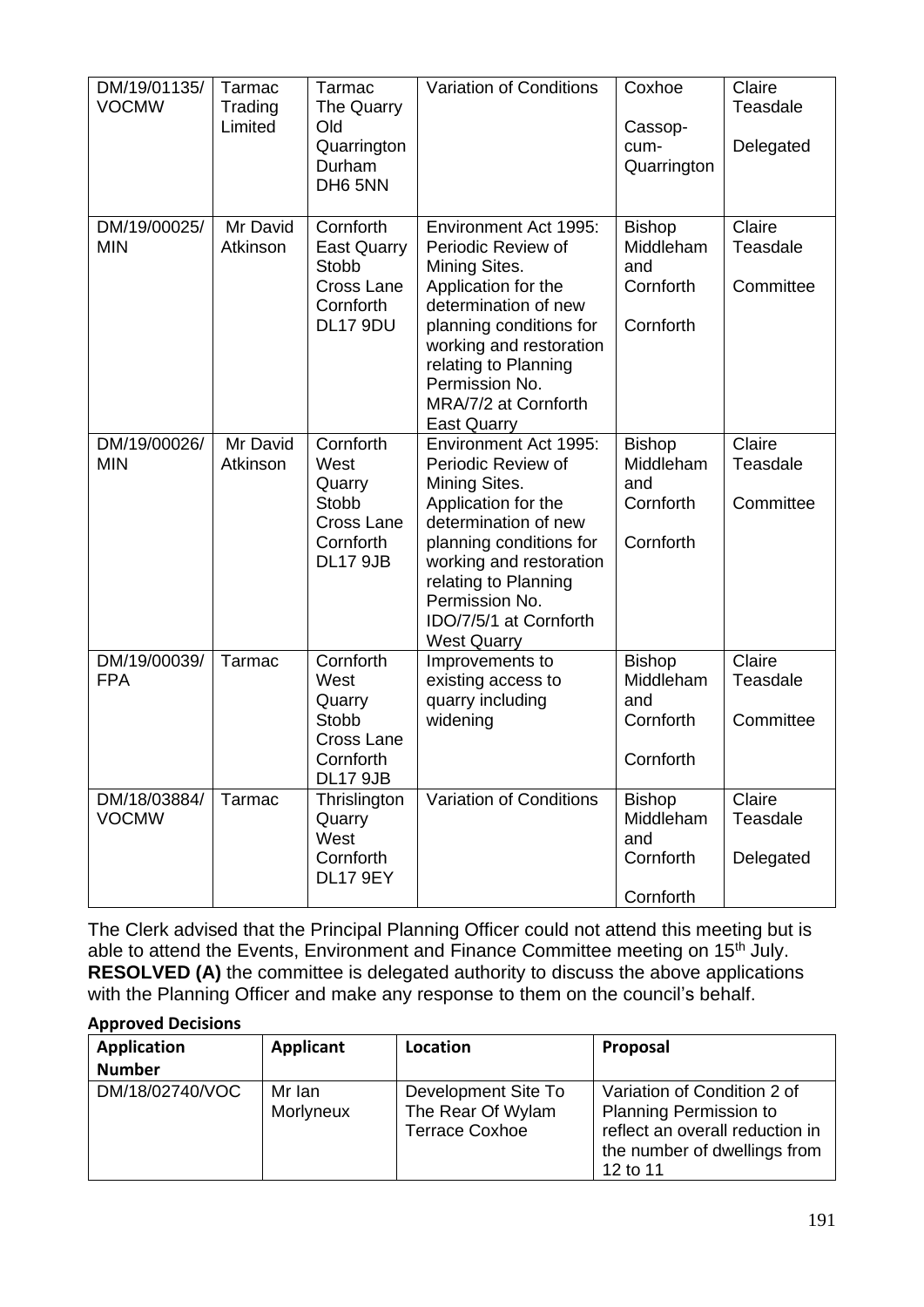| DM/19/01135/VOCMW | Tarmac Trading Limited | Tarmac The Quarry Old Quarrington Durham DH6 5NN | Variation of Conditions | Coxhoe<br><br>Cassop-cum-Quarrington | Claire Teasdale<br><br>Delegated |
|---|---|---|---|---|---|
| DM/19/00025/MIN | Mr David Atkinson | Cornforth East Quarry Stobb Cross Lane Cornforth DL17 9DU | Environment Act 1995: Periodic Review of Mining Sites. Application for the determination of new planning conditions for working and restoration relating to Planning Permission No. MRA/7/2 at Cornforth East Quarry | Bishop Middleham and Cornforth<br><br>Cornforth | Claire Teasdale<br><br>Committee |
| DM/19/00026/MIN | Mr David Atkinson | Cornforth West Quarry Stobb Cross Lane Cornforth DL17 9JB | Environment Act 1995: Periodic Review of Mining Sites. Application for the determination of new planning conditions for working and restoration relating to Planning Permission No. IDO/7/5/1 at Cornforth West Quarry | Bishop Middleham and Cornforth<br><br>Cornforth | Claire Teasdale<br><br>Committee |
| DM/19/00039/FPA | Tarmac | Cornforth West Quarry Stobb Cross Lane Cornforth DL17 9JB | Improvements to existing access to quarry including widening | Bishop Middleham and Cornforth<br><br>Cornforth | Claire Teasdale<br><br>Committee |
| DM/18/03884/VOCMW | Tarmac | Thrislington Quarry West Cornforth DL17 9EY | Variation of Conditions | Bishop Middleham and Cornforth<br><br>Cornforth | Claire Teasdale<br><br>Delegated |

The Clerk advised that the Principal Planning Officer could not attend this meeting but is able to attend the Events, Environment and Finance Committee meeting on 15th July.
**RESOLVED (A)** the committee is delegated authority to discuss the above applications with the Planning Officer and make any response to them on the council's behalf.

**Approved Decisions**

| Application Number | Applicant | Location | Proposal |
|---|---|---|---|
| DM/18/02740/VOC | Mr Ian Morlyneux | Development Site To The Rear Of Wylam Terrace Coxhoe | Variation of Condition 2 of Planning Permission to reflect an overall reduction in the number of dwellings from 12 to 11 |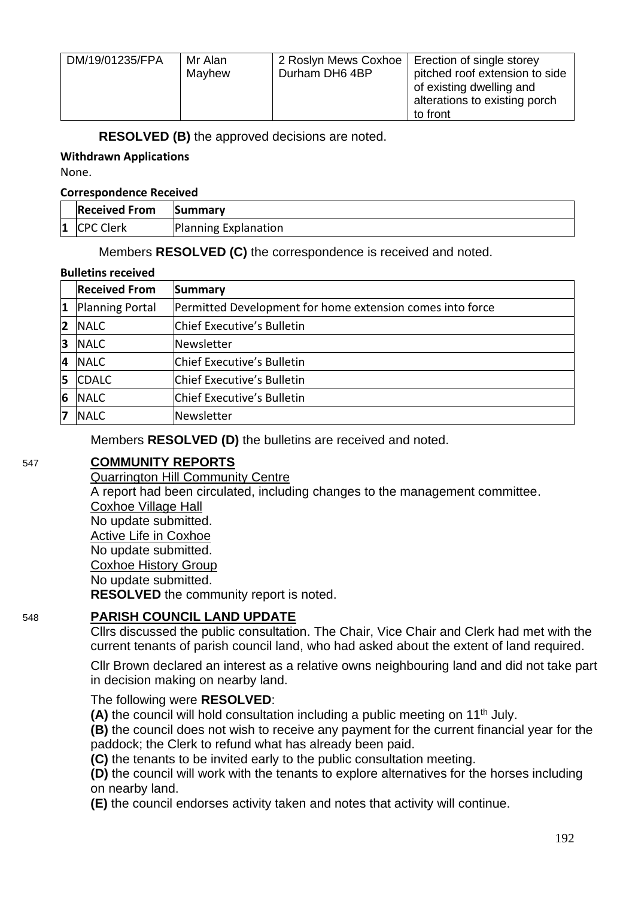| DM/19/01235/FPA | Mr Alan Mayhew | 2 Roslyn Mews Coxhoe Durham DH6 4BP | Erection of single storey pitched roof extension to side of existing dwelling and alterations to existing porch to front |
|---|---|---|---|

**RESOLVED (B)** the approved decisions are noted.

**Withdrawn Applications**

None.

**Correspondence Received**

| | Received From | Summary |
|---|---|---|
| 1 | CPC Clerk | Planning Explanation |

Members **RESOLVED (C)** the correspondence is received and noted.

**Bulletins received**

| | Received From | Summary |
|---|---|---|
| 1 | Planning Portal | Permitted Development for home extension comes into force |
| 2 | NALC | Chief Executive's Bulletin |
| 3 | NALC | Newsletter |
| 4 | NALC | Chief Executive's Bulletin |
| 5 | CDALC | Chief Executive's Bulletin |
| 6 | NALC | Chief Executive's Bulletin |
| 7 | NALC | Newsletter |

Members **RESOLVED (D)** the bulletins are received and noted.

547 **COMMUNITY REPORTS**

Quarrington Hill Community Centre

A report had been circulated, including changes to the management committee.

Coxhoe Village Hall

No update submitted.

Active Life in Coxhoe

No update submitted.

Coxhoe History Group

No update submitted.

**RESOLVED** the community report is noted.

548 **PARISH COUNCIL LAND UPDATE**

Cllrs discussed the public consultation. The Chair, Vice Chair and Clerk had met with the current tenants of parish council land, who had asked about the extent of land required.

Cllr Brown declared an interest as a relative owns neighbouring land and did not take part in decision making on nearby land.

The following were **RESOLVED**:

**(A)** the council will hold consultation including a public meeting on 11th July.

**(B)** the council does not wish to receive any payment for the current financial year for the paddock; the Clerk to refund what has already been paid.

**(C)** the tenants to be invited early to the public consultation meeting.

**(D)** the council will work with the tenants to explore alternatives for the horses including on nearby land.

**(E)** the council endorses activity taken and notes that activity will continue.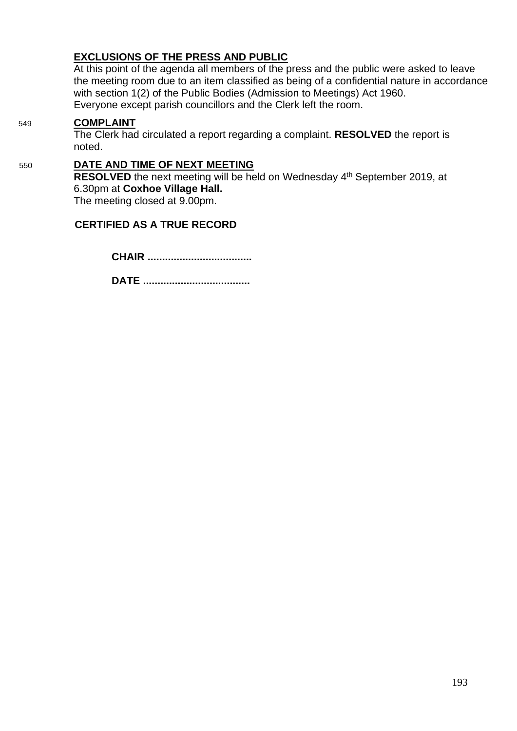**EXCLUSIONS OF THE PRESS AND PUBLIC**

At this point of the agenda all members of the press and the public were asked to leave the meeting room due to an item classified as being of a confidential nature in accordance with section 1(2) of the Public Bodies (Admission to Meetings) Act 1960.
Everyone except parish councillors and the Clerk left the room.

549 **COMPLAINT**

The Clerk had circulated a report regarding a complaint. **RESOLVED** the report is noted.

550 **DATE AND TIME OF NEXT MEETING**

**RESOLVED** the next meeting will be held on Wednesday 4th September 2019, at 6.30pm at **Coxhoe Village Hall.**
The meeting closed at 9.00pm.

**CERTIFIED AS A TRUE RECORD**

**CHAIR ....................................**

**DATE .....................................**